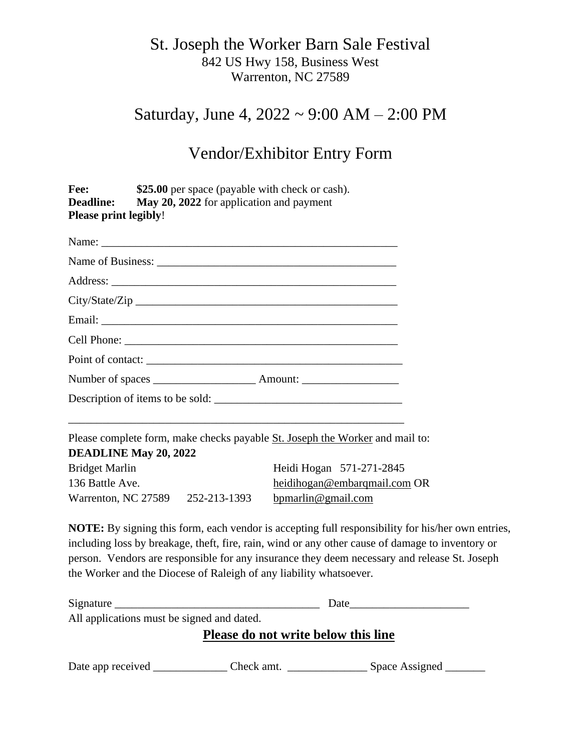# St. Joseph the Worker Barn Sale Festival

842 US Hwy 158, Business West
Warrenton, NC 27589

## Saturday, June 4, 2022 ~ 9:00 AM – 2:00 PM

## Vendor/Exhibitor Entry Form

**Fee:** **$25.00** per space (payable with check or cash).
**Deadline:** **May 20, 2022** for application and payment
**Please print legibly**!

Name: ___________________________________________________

Name of Business: __________________________________________

Address: _________________________________________________

City/State/Zip _____________________________________________

Email: ___________________________________________________

Cell Phone: _______________________________________________

Point of contact: ___________________________________________

Number of spaces __________________ Amount: _________________

Description of items to be sold: ________________________________

_______________________________________________________________

Please complete form, make checks payable St. Joseph the Worker and mail to:

**DEADLINE May 20, 2022**

Bridget Marlin
136 Battle Ave.
Warrenton, NC 27589 252-213-1393

Heidi Hogan 571-271-2845
heidihogan@embarqmail.com OR
bpmarlin@gmail.com

**NOTE:** By signing this form, each vendor is accepting full responsibility for his/her own entries, including loss by breakage, theft, fire, rain, wind or any other cause of damage to inventory or person. Vendors are responsible for any insurance they deem necessary and release St. Joseph the Worker and the Diocese of Raleigh of any liability whatsoever.

Signature ____________________________________ Date_____________________

All applications must be signed and dated.

**Please do not write below this line**

Date app received _____________ Check amt. ______________ Space Assigned _______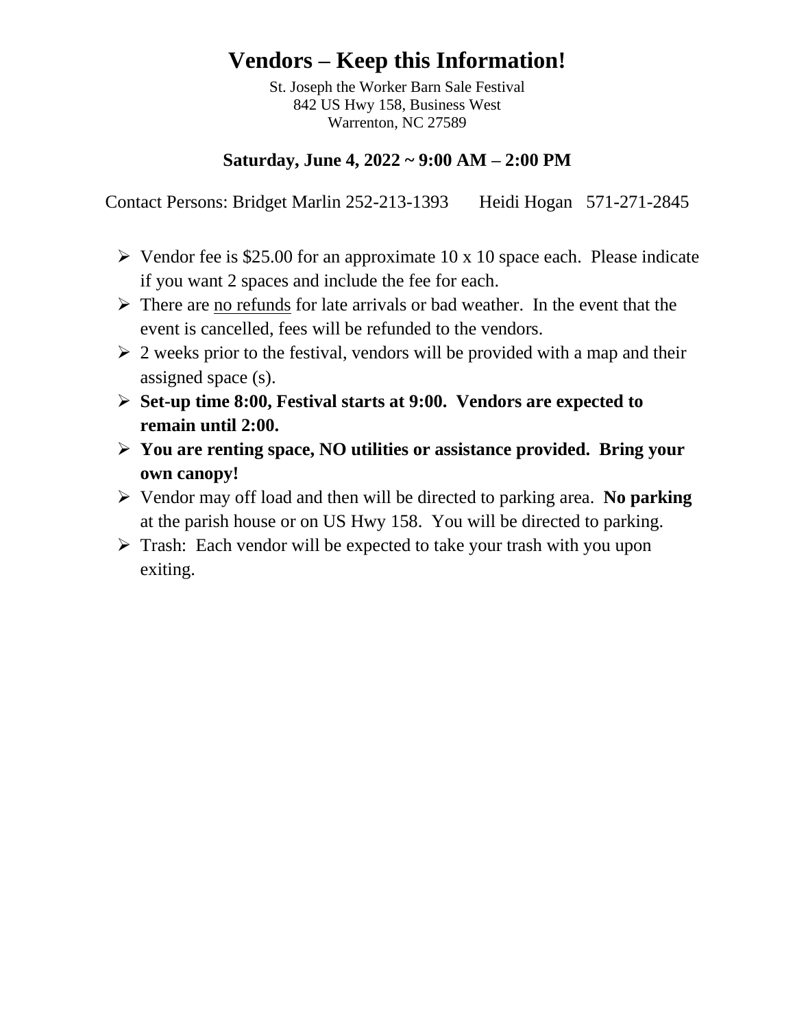# Vendors – Keep this Information!

St. Joseph the Worker Barn Sale Festival
842 US Hwy 158, Business West
Warrenton, NC 27589

**Saturday, June 4, 2022 ~ 9:00 AM – 2:00 PM**

Contact Persons: Bridget Marlin 252-213-1393 Heidi Hogan 571-271-2845

- Vendor fee is $25.00 for an approximate 10 x 10 space each. Please indicate if you want 2 spaces and include the fee for each.
- There are <u>no refunds</u> for late arrivals or bad weather. In the event that the event is cancelled, fees will be refunded to the vendors.
- 2 weeks prior to the festival, vendors will be provided with a map and their assigned space (s).
- **Set-up time 8:00, Festival starts at 9:00. Vendors are expected to remain until 2:00.**
- **You are renting space, NO utilities or assistance provided. Bring your own canopy!**
- Vendor may off load and then will be directed to parking area. **No parking** at the parish house or on US Hwy 158. You will be directed to parking.
- Trash: Each vendor will be expected to take your trash with you upon exiting.